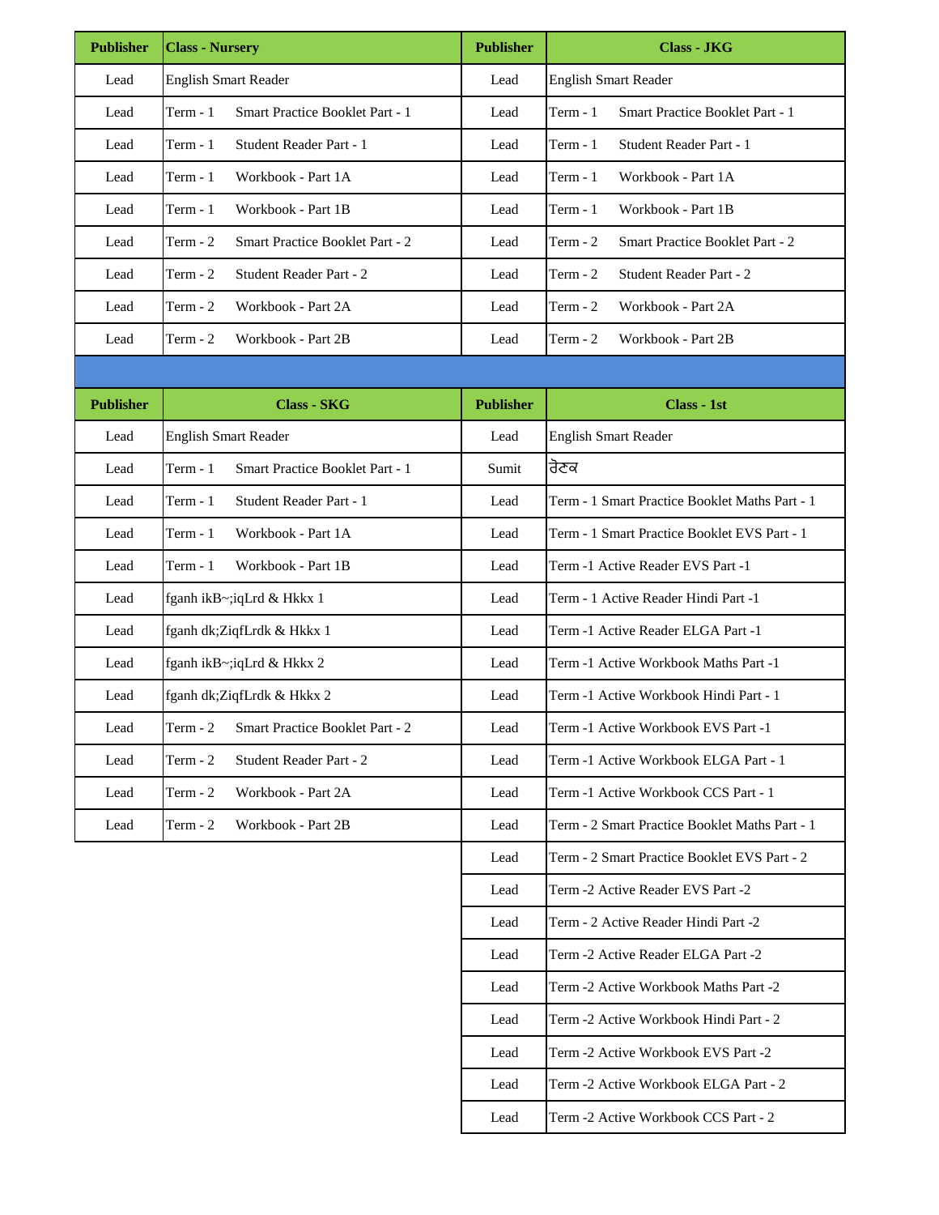| Publisher | Class - Nursery | Publisher | Class - JKG |
|---|---|---|---|
| Lead | English Smart Reader | Lead | English Smart Reader |
| Lead | Term - 1 Smart Practice Booklet Part - 1 | Lead | Term - 1 Smart Practice Booklet Part - 1 |
| Lead | Term - 1 Student Reader Part - 1 | Lead | Term - 1 Student Reader Part - 1 |
| Lead | Term - 1 Workbook - Part 1A | Lead | Term - 1 Workbook - Part 1A |
| Lead | Term - 1 Workbook - Part 1B | Lead | Term - 1 Workbook - Part 1B |
| Lead | Term - 2 Smart Practice Booklet Part - 2 | Lead | Term - 2 Smart Practice Booklet Part - 2 |
| Lead | Term - 2 Student Reader Part - 2 | Lead | Term - 2 Student Reader Part - 2 |
| Lead | Term - 2 Workbook - Part 2A | Lead | Term - 2 Workbook - Part 2A |
| Lead | Term - 2 Workbook - Part 2B | Lead | Term - 2 Workbook - Part 2B |

| Publisher | Class - SKG | Publisher | Class - 1st |
|---|---|---|---|
| Lead | English Smart Reader | Lead | English Smart Reader |
| Lead | Term - 1 Smart Practice Booklet Part - 1 | Sumit | ਰੇਟਕ |
| Lead | Term - 1 Student Reader Part - 1 | Lead | Term - 1 Smart Practice Booklet Maths Part - 1 |
| Lead | Term - 1 Workbook - Part 1A | Lead | Term - 1 Smart Practice Booklet EVS Part - 1 |
| Lead | Term - 1 Workbook - Part 1B | Lead | Term -1 Active Reader EVS Part -1 |
| Lead | fganh ikB~;iqLrd & Hkkx 1 | Lead | Term - 1 Active Reader Hindi Part -1 |
| Lead | fganh dk;ZiqfLrdk & Hkkx 1 | Lead | Term -1 Active Reader ELGA Part -1 |
| Lead | fganh ikB~;iqLrd & Hkkx 2 | Lead | Term -1 Active Workbook Maths Part -1 |
| Lead | fganh dk;ZiqfLrdk & Hkkx 2 | Lead | Term -1 Active Workbook Hindi Part - 1 |
| Lead | Term - 2 Smart Practice Booklet Part - 2 | Lead | Term -1 Active Workbook EVS Part -1 |
| Lead | Term - 2 Student Reader Part - 2 | Lead | Term -1 Active Workbook ELGA Part - 1 |
| Lead | Term - 2 Workbook - Part 2A | Lead | Term -1 Active Workbook CCS Part - 1 |
| Lead | Term - 2 Workbook - Part 2B | Lead | Term - 2 Smart Practice Booklet Maths Part - 1 |
| | | Lead | Term - 2 Smart Practice Booklet EVS Part - 2 |
| | | Lead | Term -2 Active Reader EVS Part -2 |
| | | Lead | Term - 2 Active Reader Hindi Part -2 |
| | | Lead | Term -2 Active Reader ELGA Part -2 |
| | | Lead | Term -2 Active Workbook Maths Part -2 |
| | | Lead | Term -2 Active Workbook Hindi Part - 2 |
| | | Lead | Term -2 Active Workbook EVS Part -2 |
| | | Lead | Term -2 Active Workbook ELGA Part - 2 |
| | | Lead | Term -2 Active Workbook CCS Part - 2 |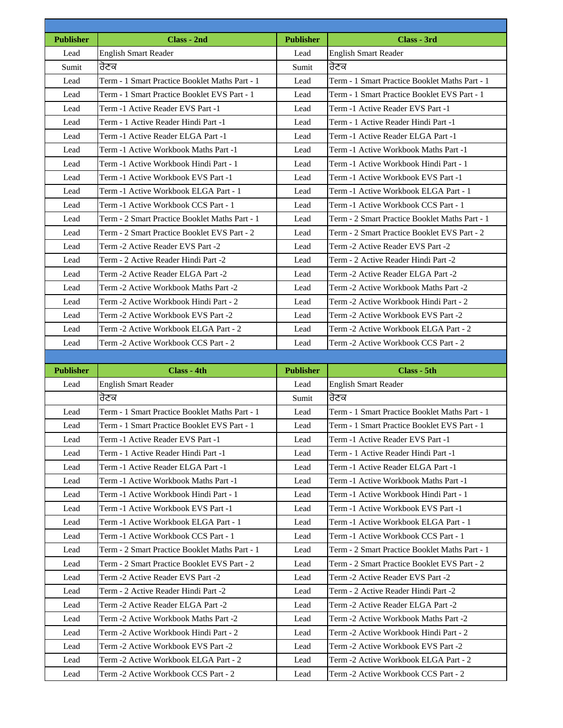| Publisher | Class - 2nd | Publisher | Class - 3rd |
|---|---|---|---|
| Lead | English Smart Reader | Lead | English Smart Reader |
| Sumit | ਰੋਣਕ | Sumit | ਰੋਣਕ |
| Lead | Term - 1 Smart Practice Booklet Maths Part - 1 | Lead | Term - 1 Smart Practice Booklet Maths Part - 1 |
| Lead | Term - 1 Smart Practice Booklet EVS Part - 1 | Lead | Term - 1 Smart Practice Booklet EVS Part - 1 |
| Lead | Term -1 Active Reader EVS Part -1 | Lead | Term -1 Active Reader EVS Part -1 |
| Lead | Term - 1 Active Reader Hindi Part -1 | Lead | Term - 1 Active Reader Hindi Part -1 |
| Lead | Term -1 Active Reader ELGA Part -1 | Lead | Term -1 Active Reader ELGA Part -1 |
| Lead | Term -1 Active Workbook Maths Part -1 | Lead | Term -1 Active Workbook Maths Part -1 |
| Lead | Term -1 Active Workbook Hindi Part - 1 | Lead | Term -1 Active Workbook Hindi Part - 1 |
| Lead | Term -1 Active Workbook EVS Part -1 | Lead | Term -1 Active Workbook EVS Part -1 |
| Lead | Term -1 Active Workbook ELGA Part - 1 | Lead | Term -1 Active Workbook ELGA Part - 1 |
| Lead | Term -1 Active Workbook CCS Part - 1 | Lead | Term -1 Active Workbook CCS Part - 1 |
| Lead | Term - 2 Smart Practice Booklet Maths Part - 1 | Lead | Term - 2 Smart Practice Booklet Maths Part - 1 |
| Lead | Term - 2 Smart Practice Booklet EVS Part - 2 | Lead | Term - 2 Smart Practice Booklet EVS Part - 2 |
| Lead | Term -2 Active Reader EVS Part -2 | Lead | Term -2 Active Reader EVS Part -2 |
| Lead | Term - 2 Active Reader Hindi Part -2 | Lead | Term - 2 Active Reader Hindi Part -2 |
| Lead | Term -2 Active Reader ELGA Part -2 | Lead | Term -2 Active Reader ELGA Part -2 |
| Lead | Term -2 Active Workbook Maths Part -2 | Lead | Term -2 Active Workbook Maths Part -2 |
| Lead | Term -2 Active Workbook Hindi Part - 2 | Lead | Term -2 Active Workbook Hindi Part - 2 |
| Lead | Term -2 Active Workbook EVS Part -2 | Lead | Term -2 Active Workbook EVS Part -2 |
| Lead | Term -2 Active Workbook ELGA Part - 2 | Lead | Term -2 Active Workbook ELGA Part - 2 |
| Lead | Term -2 Active Workbook CCS Part - 2 | Lead | Term -2 Active Workbook CCS Part - 2 |

| Publisher | Class - 4th | Publisher | Class - 5th |
|---|---|---|---|
| Lead | English Smart Reader | Lead | English Smart Reader |
| | ਰੋਣਕ | Sumit | ਰੋਣਕ |
| Lead | Term - 1 Smart Practice Booklet Maths Part - 1 | Lead | Term - 1 Smart Practice Booklet Maths Part - 1 |
| Lead | Term - 1 Smart Practice Booklet EVS Part - 1 | Lead | Term - 1 Smart Practice Booklet EVS Part - 1 |
| Lead | Term -1 Active Reader EVS Part -1 | Lead | Term -1 Active Reader EVS Part -1 |
| Lead | Term - 1 Active Reader Hindi Part -1 | Lead | Term - 1 Active Reader Hindi Part -1 |
| Lead | Term -1 Active Reader ELGA Part -1 | Lead | Term -1 Active Reader ELGA Part -1 |
| Lead | Term -1 Active Workbook Maths Part -1 | Lead | Term -1 Active Workbook Maths Part -1 |
| Lead | Term -1 Active Workbook Hindi Part - 1 | Lead | Term -1 Active Workbook Hindi Part - 1 |
| Lead | Term -1 Active Workbook EVS Part -1 | Lead | Term -1 Active Workbook EVS Part -1 |
| Lead | Term -1 Active Workbook ELGA Part - 1 | Lead | Term -1 Active Workbook ELGA Part - 1 |
| Lead | Term -1 Active Workbook CCS Part - 1 | Lead | Term -1 Active Workbook CCS Part - 1 |
| Lead | Term - 2 Smart Practice Booklet Maths Part - 1 | Lead | Term - 2 Smart Practice Booklet Maths Part - 1 |
| Lead | Term - 2 Smart Practice Booklet EVS Part - 2 | Lead | Term - 2 Smart Practice Booklet EVS Part - 2 |
| Lead | Term -2 Active Reader EVS Part -2 | Lead | Term -2 Active Reader EVS Part -2 |
| Lead | Term - 2 Active Reader Hindi Part -2 | Lead | Term - 2 Active Reader Hindi Part -2 |
| Lead | Term -2 Active Reader ELGA Part -2 | Lead | Term -2 Active Reader ELGA Part -2 |
| Lead | Term -2 Active Workbook Maths Part -2 | Lead | Term -2 Active Workbook Maths Part -2 |
| Lead | Term -2 Active Workbook Hindi Part - 2 | Lead | Term -2 Active Workbook Hindi Part - 2 |
| Lead | Term -2 Active Workbook EVS Part -2 | Lead | Term -2 Active Workbook EVS Part -2 |
| Lead | Term -2 Active Workbook ELGA Part - 2 | Lead | Term -2 Active Workbook ELGA Part - 2 |
| Lead | Term -2 Active Workbook CCS Part - 2 | Lead | Term -2 Active Workbook CCS Part - 2 |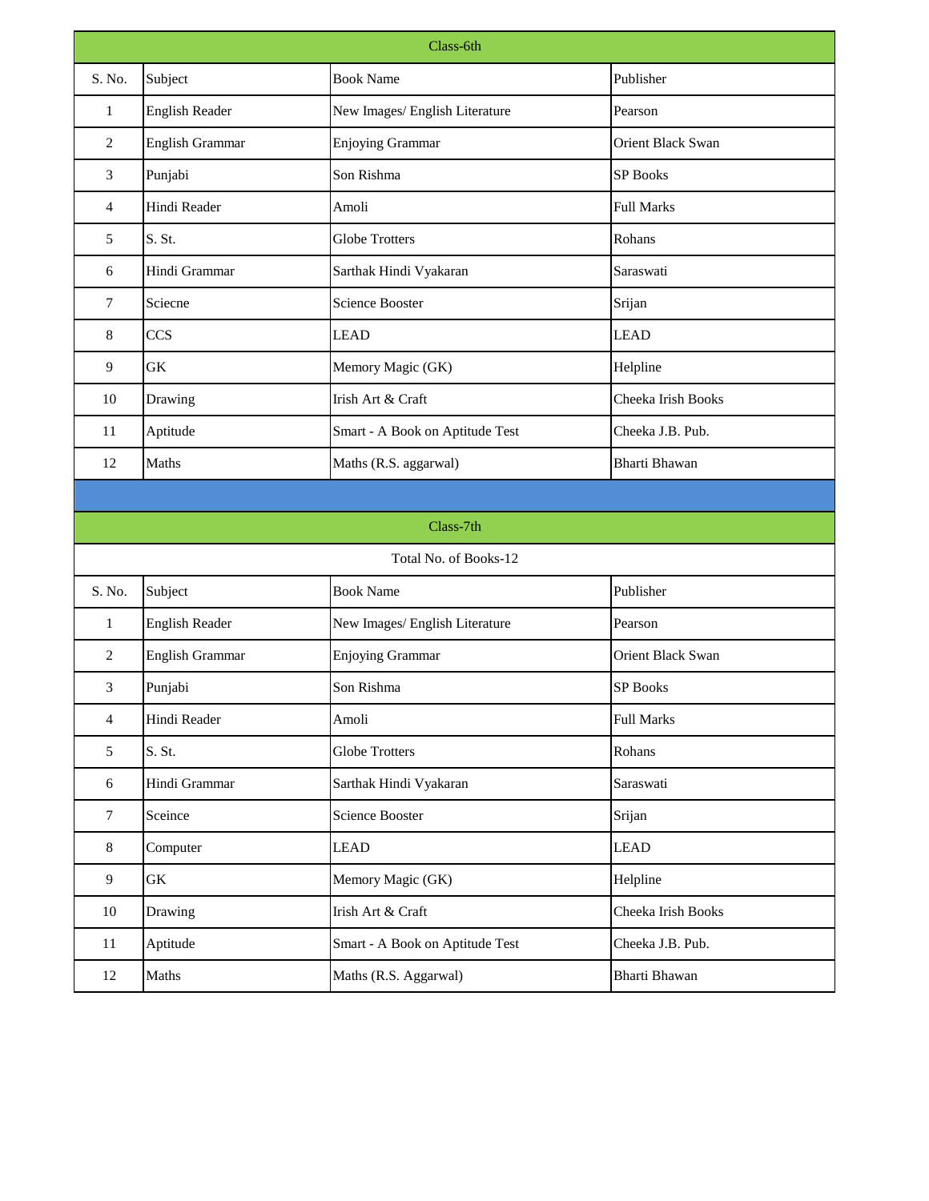## Class-6th

| S. No. | Subject | Book Name | Publisher |
|---|---|---|---|
| 1 | English Reader | New Images/ English Literature | Pearson |
| 2 | English Grammar | Enjoying Grammar | Orient Black Swan |
| 3 | Punjabi | Son Rishma | SP Books |
| 4 | Hindi Reader | Amoli | Full Marks |
| 5 | S. St. | Globe Trotters | Rohans |
| 6 | Hindi Grammar | Sarthak Hindi Vyakaran | Saraswati |
| 7 | Sciecne | Science Booster | Srijan |
| 8 | CCS | LEAD | LEAD |
| 9 | GK | Memory Magic (GK) | Helpline |
| 10 | Drawing | Irish Art & Craft | Cheeka Irish Books |
| 11 | Aptitude | Smart - A Book on Aptitude Test | Cheeka J.B. Pub. |
| 12 | Maths | Maths (R.S. aggarwal) | Bharti Bhawan |

## Class-7th

Total No. of Books-12

| S. No. | Subject | Book Name | Publisher |
|---|---|---|---|
| 1 | English Reader | New Images/ English Literature | Pearson |
| 2 | English Grammar | Enjoying Grammar | Orient Black Swan |
| 3 | Punjabi | Son Rishma | SP Books |
| 4 | Hindi Reader | Amoli | Full Marks |
| 5 | S. St. | Globe Trotters | Rohans |
| 6 | Hindi Grammar | Sarthak Hindi Vyakaran | Saraswati |
| 7 | Sceince | Science Booster | Srijan |
| 8 | Computer | LEAD | LEAD |
| 9 | GK | Memory Magic (GK) | Helpline |
| 10 | Drawing | Irish Art & Craft | Cheeka Irish Books |
| 11 | Aptitude | Smart - A Book on Aptitude Test | Cheeka J.B. Pub. |
| 12 | Maths | Maths (R.S. Aggarwal) | Bharti Bhawan |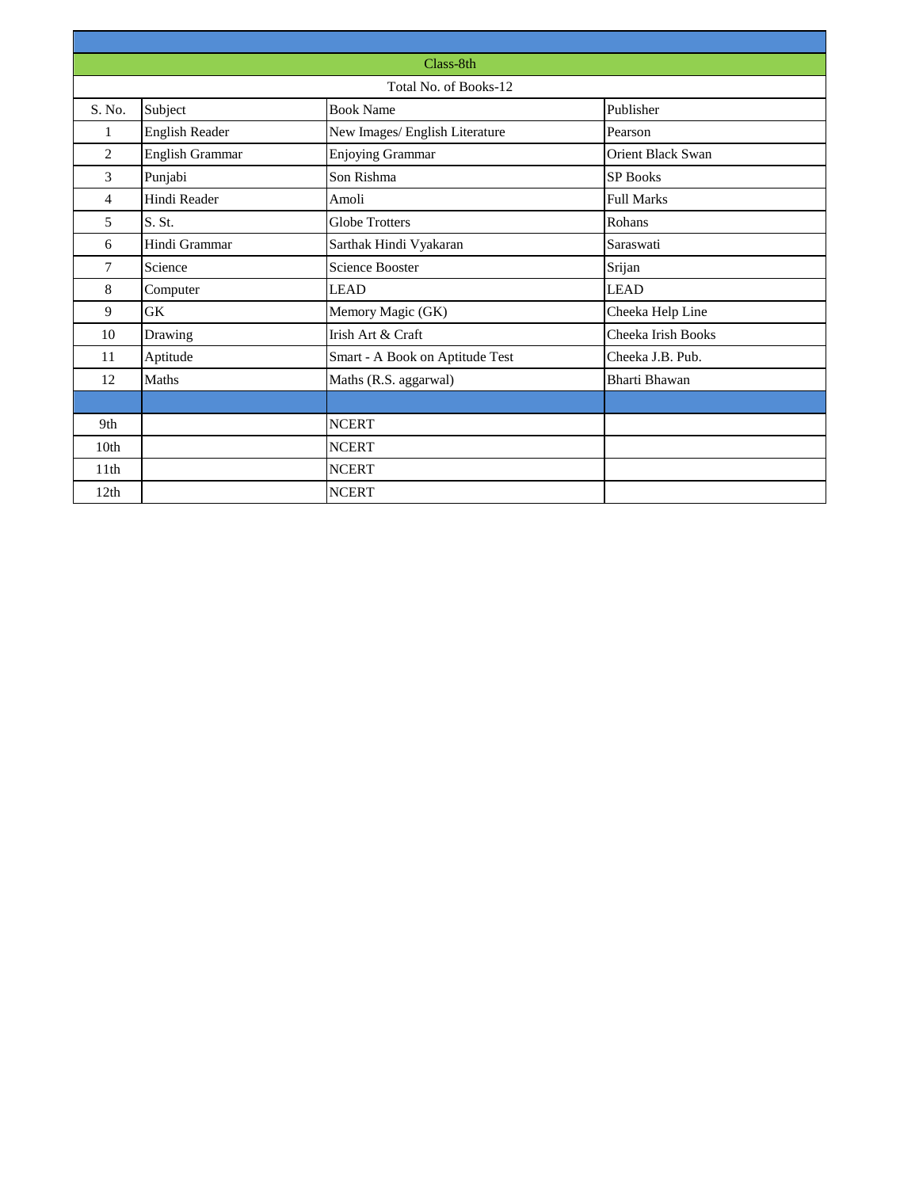| | | | |
|---|---|---|---|
| Class-8th | | | |
| Total No. of Books-12 | | | |
| S. No. | Subject | Book Name | Publisher |
| 1 | English Reader | New Images/ English Literature | Pearson |
| 2 | English Grammar | Enjoying Grammar | Orient Black Swan |
| 3 | Punjabi | Son Rishma | SP Books |
| 4 | Hindi Reader | Amoli | Full Marks |
| 5 | S. St. | Globe Trotters | Rohans |
| 6 | Hindi Grammar | Sarthak Hindi Vyakaran | Saraswati |
| 7 | Science | Science Booster | Srijan |
| 8 | Computer | LEAD | LEAD |
| 9 | GK | Memory Magic (GK) | Cheeka Help Line |
| 10 | Drawing | Irish Art & Craft | Cheeka Irish Books |
| 11 | Aptitude | Smart - A Book on Aptitude Test | Cheeka J.B. Pub. |
| 12 | Maths | Maths (R.S. aggarwal) | Bharti Bhawan |
| | | | |
| 9th | | NCERT | |
| 10th | | NCERT | |
| 11th | | NCERT | |
| 12th | | NCERT | |